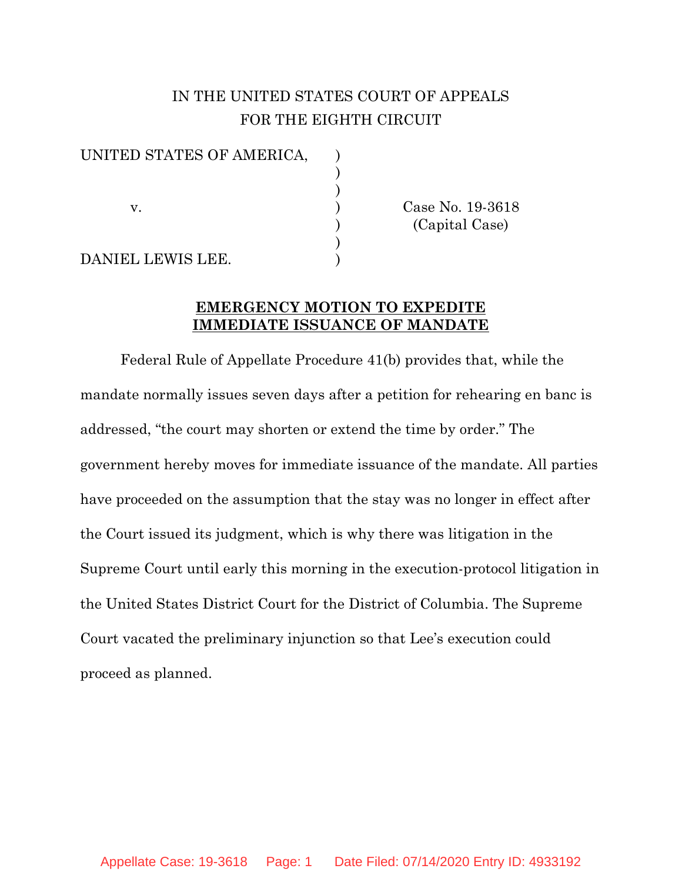IN THE UNITED STATES COURT OF APPEALS
FOR THE EIGHTH CIRCUIT

| | | |
|---|---|---|
| UNITED STATES OF AMERICA, | ) | |
| | ) | |
| v. | ) | Case No. 19-3618 (Capital Case) |
| | ) | |
| DANIEL LEWIS LEE. | ) | |

**EMERGENCY MOTION TO EXPEDITE IMMEDIATE ISSUANCE OF MANDATE**

Federal Rule of Appellate Procedure 41(b) provides that, while the mandate normally issues seven days after a petition for rehearing en banc is addressed, "the court may shorten or extend the time by order." The government hereby moves for immediate issuance of the mandate. All parties have proceeded on the assumption that the stay was no longer in effect after the Court issued its judgment, which is why there was litigation in the Supreme Court until early this morning in the execution-protocol litigation in the United States District Court for the District of Columbia. The Supreme Court vacated the preliminary injunction so that Lee's execution could proceed as planned.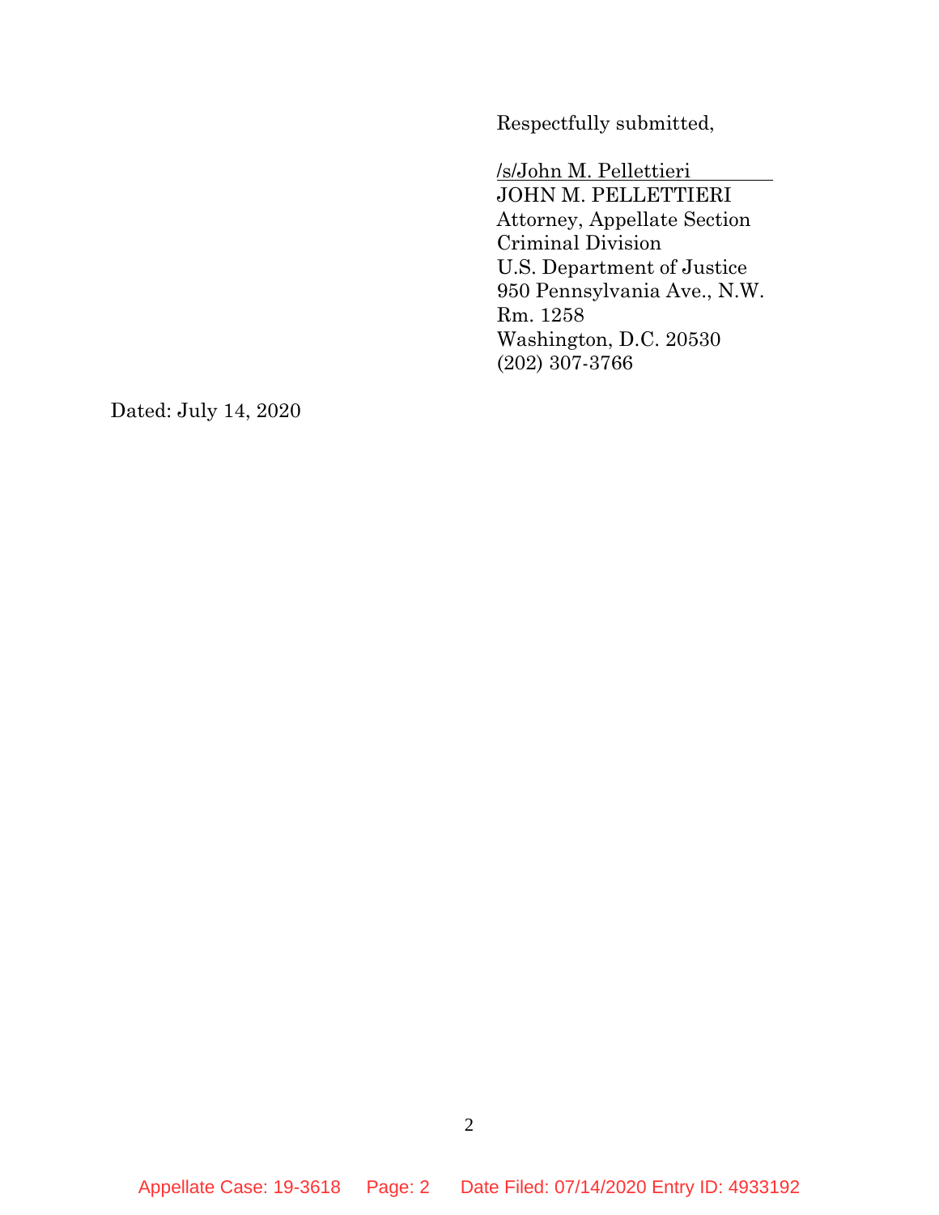Respectfully submitted,

/s/John M. Pellettieri
JOHN M. PELLETTIERI
Attorney, Appellate Section
Criminal Division
U.S. Department of Justice
950 Pennsylvania Ave., N.W.
Rm. 1258
Washington, D.C. 20530
(202) 307-3766

Dated: July 14, 2020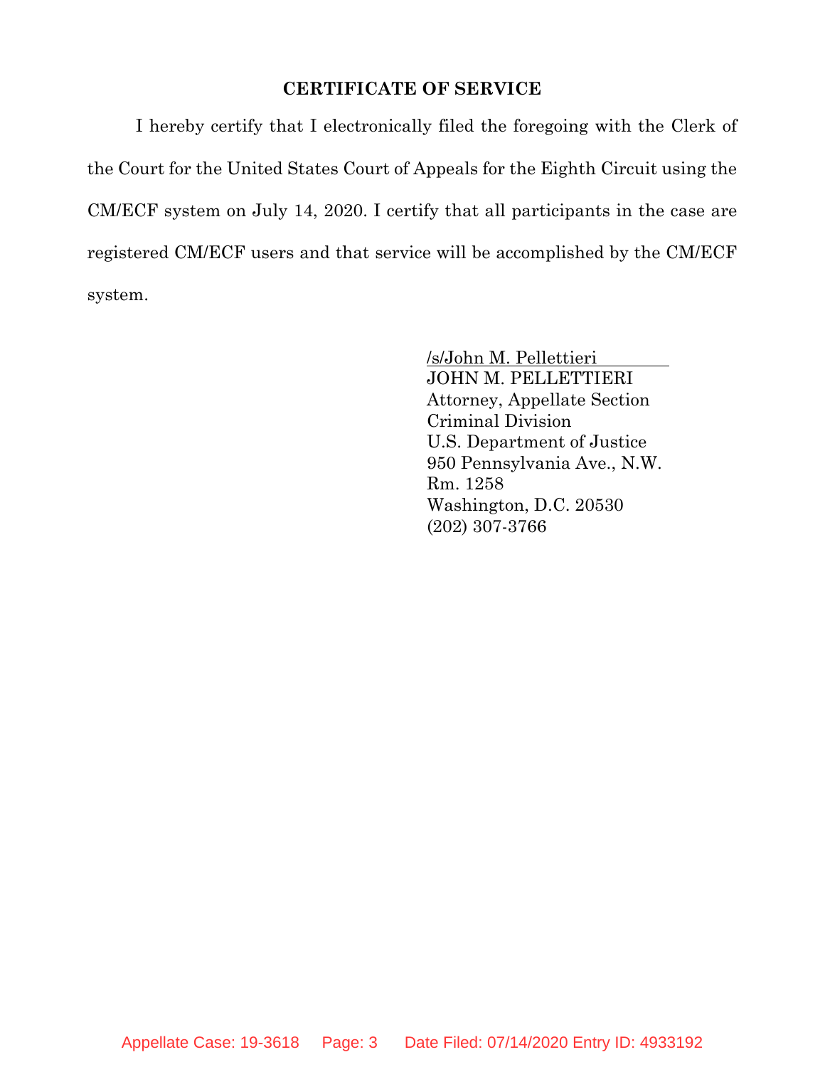**CERTIFICATE OF SERVICE**

I hereby certify that I electronically filed the foregoing with the Clerk of the Court for the United States Court of Appeals for the Eighth Circuit using the CM/ECF system on July 14, 2020. I certify that all participants in the case are registered CM/ECF users and that service will be accomplished by the CM/ECF system.

/s/John M. Pellettieri  
JOHN M. PELLETTIERI  
Attorney, Appellate Section  
Criminal Division  
U.S. Department of Justice  
950 Pennsylvania Ave., N.W.  
Rm. 1258  
Washington, D.C. 20530  
(202) 307-3766